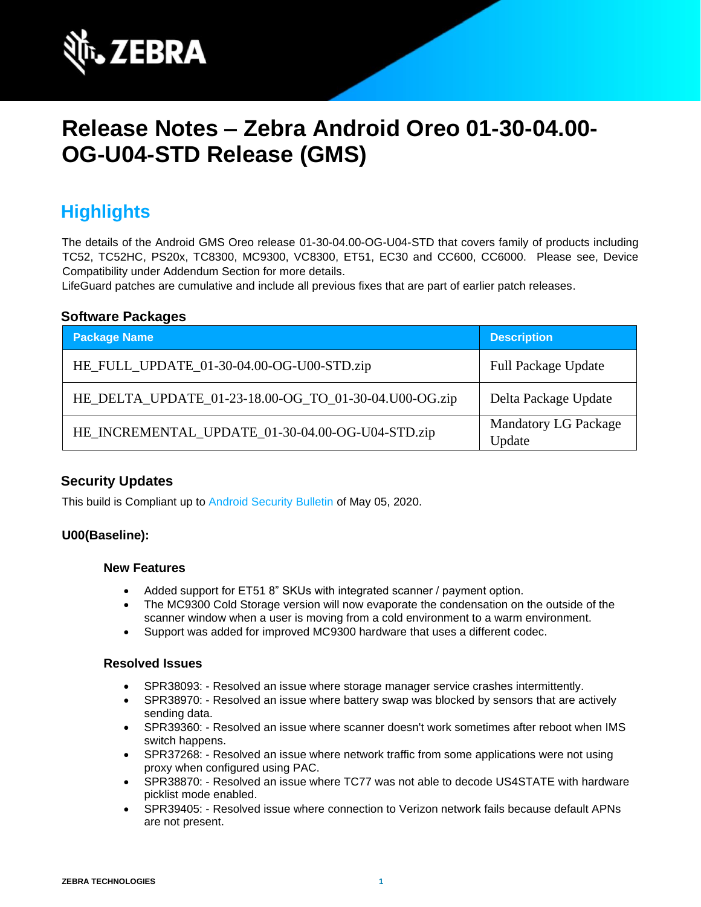# Release Notes – Zebra Android Oreo 01-30-04.00-OG-U04-STD Release (GMS)

## Highlights

The details of the Android GMS Oreo release 01-30-04.00-OG-U04-STD that covers family of products including TC52, TC52HC, PS20x, TC8300, MC9300, VC8300, ET51, EC30 and CC600, CC6000. Please see, Device Compatibility under Addendum Section for more details.
LifeGuard patches are cumulative and include all previous fixes that are part of earlier patch releases.

### Software Packages

| Package Name | Description |
|---|---|
| HE_FULL_UPDATE_01-30-04.00-OG-U00-STD.zip | Full Package Update |
| HE_DELTA_UPDATE_01-23-18.00-OG_TO_01-30-04.U00-OG.zip | Delta Package Update |
| HE_INCREMENTAL_UPDATE_01-30-04.00-OG-U04-STD.zip | Mandatory LG Package Update |

### Security Updates

This build is Compliant up to Android Security Bulletin of May 05, 2020.

**U00(Baseline):**

#### New Features

- Added support for ET51 8" SKUs with integrated scanner / payment option.
- The MC9300 Cold Storage version will now evaporate the condensation on the outside of the scanner window when a user is moving from a cold environment to a warm environment.
- Support was added for improved MC9300 hardware that uses a different codec.

#### Resolved Issues

- SPR38093: - Resolved an issue where storage manager service crashes intermittently.
- SPR38970: - Resolved an issue where battery swap was blocked by sensors that are actively sending data.
- SPR39360: - Resolved an issue where scanner doesn't work sometimes after reboot when IMS switch happens.
- SPR37268: - Resolved an issue where network traffic from some applications were not using proxy when configured using PAC.
- SPR38870: - Resolved an issue where TC77 was not able to decode US4STATE with hardware picklist mode enabled.
- SPR39405: - Resolved issue where connection to Verizon network fails because default APNs are not present.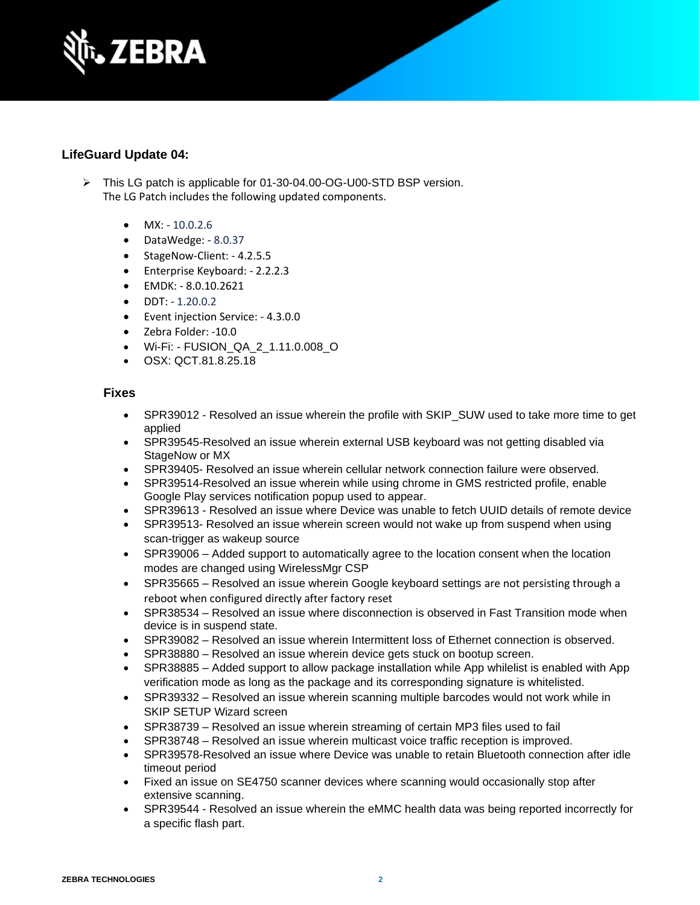### LifeGuard Update 04:

- This LG patch is applicable for 01-30-04.00-OG-U00-STD BSP version.
  The LG Patch includes the following updated components.

  - MX: - 10.0.2.6
  - DataWedge: - 8.0.37
  - StageNow-Client: - 4.2.5.5
  - Enterprise Keyboard: - 2.2.2.3
  - EMDK: - 8.0.10.2621
  - DDT: - 1.20.0.2
  - Event injection Service: - 4.3.0.0
  - Zebra Folder: -10.0
  - Wi-Fi: - FUSION_QA_2_1.11.0.008_O
  - OSX: QCT.81.8.25.18

#### Fixes

- SPR39012 - Resolved an issue wherein the profile with SKIP_SUW used to take more time to get applied
- SPR39545-Resolved an issue wherein external USB keyboard was not getting disabled via StageNow or MX
- SPR39405- Resolved an issue wherein cellular network connection failure were observed.
- SPR39514-Resolved an issue wherein while using chrome in GMS restricted profile, enable Google Play services notification popup used to appear.
- SPR39613 - Resolved an issue where Device was unable to fetch UUID details of remote device
- SPR39513- Resolved an issue wherein screen would not wake up from suspend when using scan-trigger as wakeup source
- SPR39006 – Added support to automatically agree to the location consent when the location modes are changed using WirelessMgr CSP
- SPR35665 – Resolved an issue wherein Google keyboard settings are not persisting through a reboot when configured directly after factory reset
- SPR38534 – Resolved an issue where disconnection is observed in Fast Transition mode when device is in suspend state.
- SPR39082 – Resolved an issue wherein Intermittent loss of Ethernet connection is observed.
- SPR38880 – Resolved an issue wherein device gets stuck on bootup screen.
- SPR38885 – Added support to allow package installation while App whilelist is enabled with App verification mode as long as the package and its corresponding signature is whitelisted.
- SPR39332 – Resolved an issue wherein scanning multiple barcodes would not work while in SKIP SETUP Wizard screen
- SPR38739 – Resolved an issue wherein streaming of certain MP3 files used to fail
- SPR38748 – Resolved an issue wherein multicast voice traffic reception is improved.
- SPR39578-Resolved an issue where Device was unable to retain Bluetooth connection after idle timeout period
- Fixed an issue on SE4750 scanner devices where scanning would occasionally stop after extensive scanning.
- SPR39544 - Resolved an issue wherein the eMMC health data was being reported incorrectly for a specific flash part.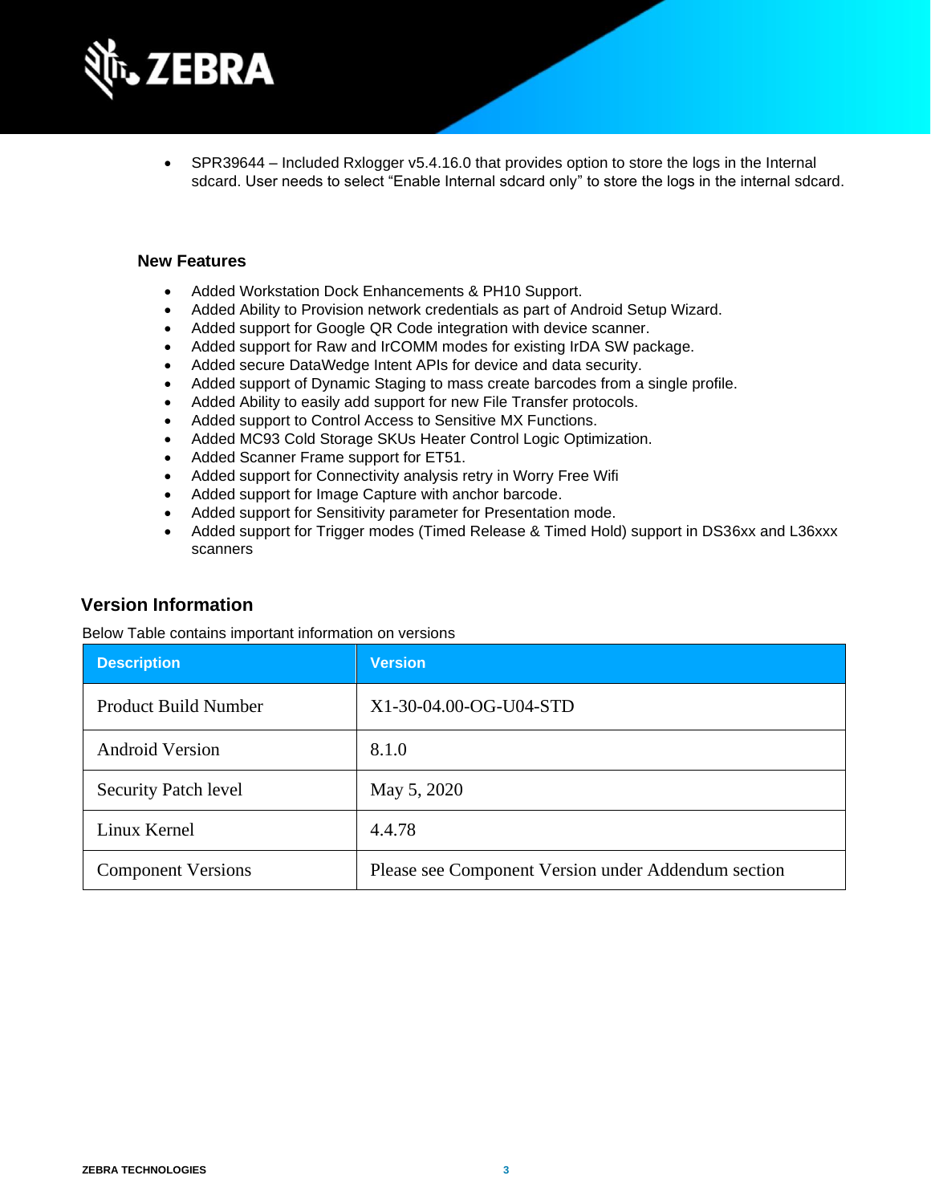- SPR39644 – Included Rxlogger v5.4.16.0 that provides option to store the logs in the Internal sdcard. User needs to select "Enable Internal sdcard only" to store the logs in the internal sdcard.

### New Features

- Added Workstation Dock Enhancements & PH10 Support.
- Added Ability to Provision network credentials as part of Android Setup Wizard.
- Added support for Google QR Code integration with device scanner.
- Added support for Raw and IrCOMM modes for existing IrDA SW package.
- Added secure DataWedge Intent APIs for device and data security.
- Added support of Dynamic Staging to mass create barcodes from a single profile.
- Added Ability to easily add support for new File Transfer protocols.
- Added support to Control Access to Sensitive MX Functions.
- Added MC93 Cold Storage SKUs Heater Control Logic Optimization.
- Added Scanner Frame support for ET51.
- Added support for Connectivity analysis retry in Worry Free Wifi
- Added support for Image Capture with anchor barcode.
- Added support for Sensitivity parameter for Presentation mode.
- Added support for Trigger modes (Timed Release & Timed Hold) support in DS36xx and L36xxx scanners

## Version Information

Below Table contains important information on versions

| Description | Version |
|---|---|
| Product Build Number | X1-30-04.00-OG-U04-STD |
| Android Version | 8.1.0 |
| Security Patch level | May 5, 2020 |
| Linux Kernel | 4.4.78 |
| Component Versions | Please see Component Version under Addendum section |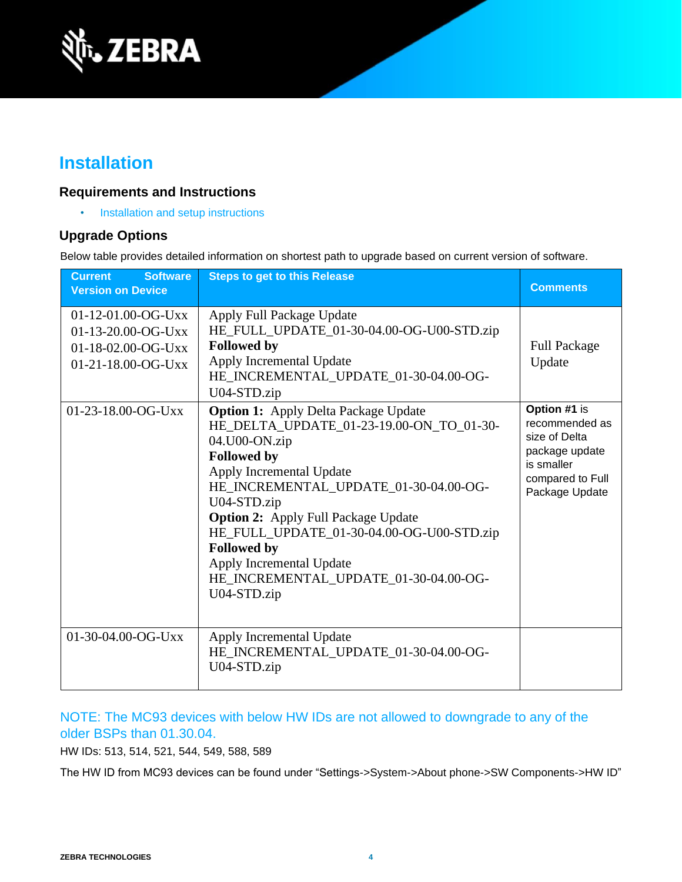## Installation

### Requirements and Instructions

- Installation and setup instructions

### Upgrade Options

Below table provides detailed information on shortest path to upgrade based on current version of software.

| Current Software Version on Device | Steps to get to this Release | Comments |
|---|---|---|
| 01-12-01.00-OG-Uxx<br>01-13-20.00-OG-Uxx<br>01-18-02.00-OG-Uxx<br>01-21-18.00-OG-Uxx | Apply Full Package Update<br>HE_FULL_UPDATE_01-30-04.00-OG-U00-STD.zip<br>**Followed by**<br>Apply Incremental Update<br>HE_INCREMENTAL_UPDATE_01-30-04.00-OG-U04-STD.zip | Full Package Update |
| 01-23-18.00-OG-Uxx | **Option 1:** Apply Delta Package Update<br>HE_DELTA_UPDATE_01-23-19.00-ON_TO_01-30-04.U00-ON.zip<br>**Followed by**<br>Apply Incremental Update<br>HE_INCREMENTAL_UPDATE_01-30-04.00-OG-U04-STD.zip<br>**Option 2:** Apply Full Package Update<br>HE_FULL_UPDATE_01-30-04.00-OG-U00-STD.zip<br>**Followed by**<br>Apply Incremental Update<br>HE_INCREMENTAL_UPDATE_01-30-04.00-OG-U04-STD.zip | **Option #1** is recommended as size of Delta package update is smaller compared to Full Package Update |
| 01-30-04.00-OG-Uxx | Apply Incremental Update<br>HE_INCREMENTAL_UPDATE_01-30-04.00-OG-U04-STD.zip | |

NOTE: The MC93 devices with below HW IDs are not allowed to downgrade to any of the older BSPs than 01.30.04.

HW IDs: 513, 514, 521, 544, 549, 588, 589

The HW ID from MC93 devices can be found under "Settings->System->About phone->SW Components->HW ID"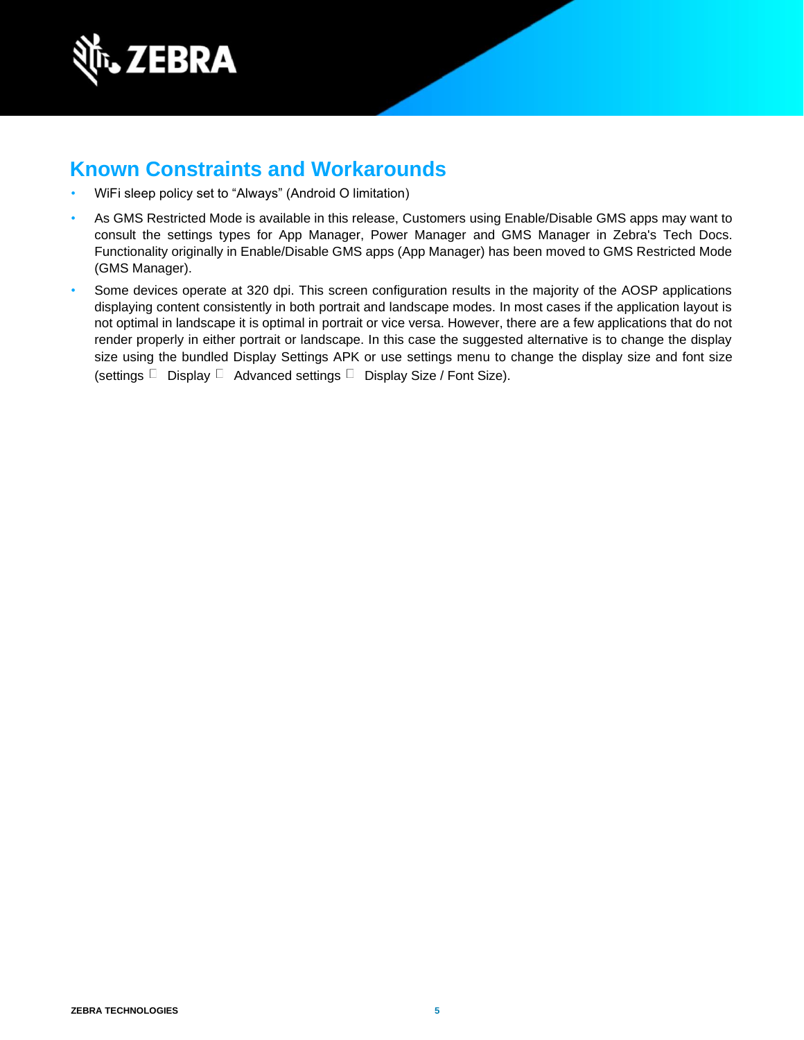## Known Constraints and Workarounds

- WiFi sleep policy set to “Always” (Android O limitation)
- As GMS Restricted Mode is available in this release, Customers using Enable/Disable GMS apps may want to consult the settings types for App Manager, Power Manager and GMS Manager in Zebra's Tech Docs. Functionality originally in Enable/Disable GMS apps (App Manager) has been moved to GMS Restricted Mode (GMS Manager).
- Some devices operate at 320 dpi. This screen configuration results in the majority of the AOSP applications displaying content consistently in both portrait and landscape modes. In most cases if the application layout is not optimal in landscape it is optimal in portrait or vice versa. However, there are a few applications that do not render properly in either portrait or landscape. In this case the suggested alternative is to change the display size using the bundled Display Settings APK or use settings menu to change the display size and font size (settings  Display  Advanced settings  Display Size / Font Size).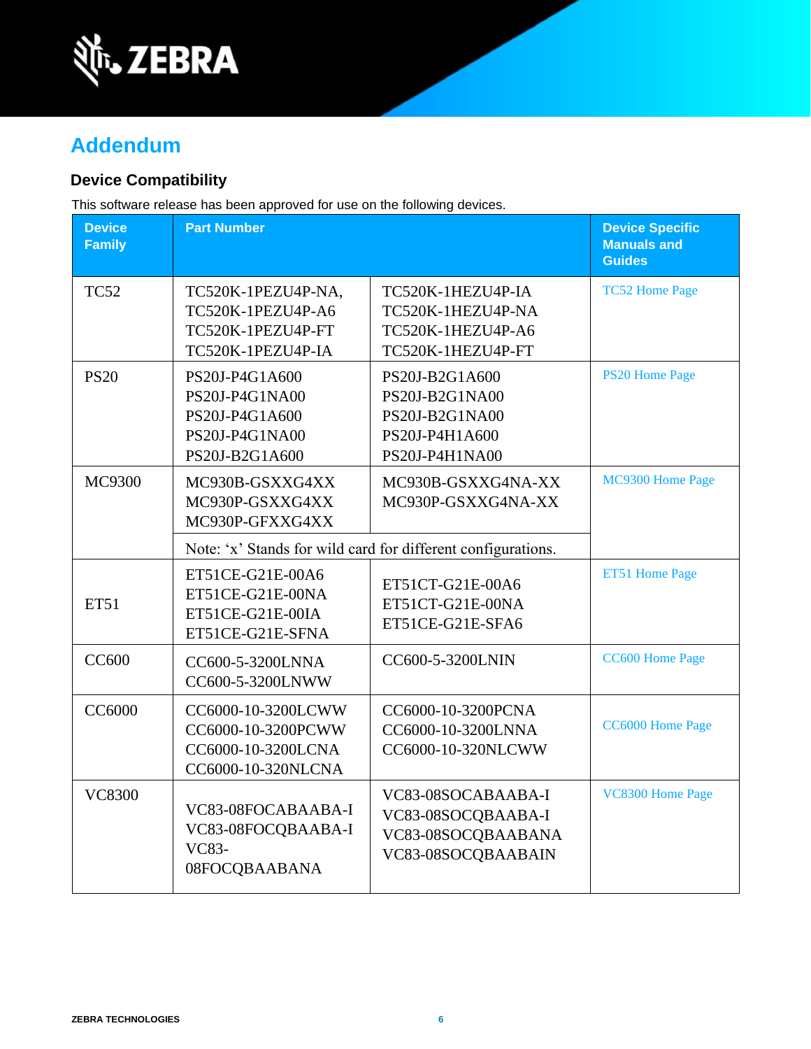# Addendum

## Device Compatibility

This software release has been approved for use on the following devices.

| Device Family | Part Number | | Device Specific Manuals and Guides |
|---|---|---|---|
| TC52 | TC520K-1PEZU4P-NA,<br>TC520K-1PEZU4P-A6<br>TC520K-1PEZU4P-FT<br>TC520K-1PEZU4P-IA | TC520K-1HEZU4P-IA<br>TC520K-1HEZU4P-NA<br>TC520K-1HEZU4P-A6<br>TC520K-1HEZU4P-FT | TC52 Home Page |
| PS20 | PS20J-P4G1A600<br>PS20J-P4G1NA00<br>PS20J-P4G1A600<br>PS20J-P4G1NA00<br>PS20J-B2G1A600 | PS20J-B2G1A600<br>PS20J-B2G1NA00<br>PS20J-B2G1NA00<br>PS20J-P4H1A600<br>PS20J-P4H1NA00 | PS20 Home Page |
| MC9300 | MC930B-GSXXG4XX<br>MC930P-GSXXG4XX<br>MC930P-GFXXG4XX | MC930B-GSXXG4NA-XX<br>MC930P-GSXXG4NA-XX | MC9300 Home Page |
| | Note: ‘x’ Stands for wild card for different configurations. | | |
| ET51 | ET51CE-G21E-00A6<br>ET51CE-G21E-00NA<br>ET51CE-G21E-00IA<br>ET51CE-G21E-SFNA | ET51CT-G21E-00A6<br>ET51CT-G21E-00NA<br>ET51CE-G21E-SFA6 | ET51 Home Page |
| CC600 | CC600-5-3200LNNA<br>CC600-5-3200LNWW | CC600-5-3200LNIN | CC600 Home Page |
| CC6000 | CC6000-10-3200LCWW<br>CC6000-10-3200PCWW<br>CC6000-10-3200LCNA<br>CC6000-10-320NLCNA | CC6000-10-3200PCNA<br>CC6000-10-3200LNNA<br>CC6000-10-320NLCWW | CC6000 Home Page |
| VC8300 | VC83-08FOCABAABA-I<br>VC83-08FOCQBAABA-I<br>VC83-08FOCQBAABANA | VC83-08SOCABAABA-I<br>VC83-08SOCQBAABA-I<br>VC83-08SOCQBAABANA<br>VC83-08SOCQBAABAIN | VC8300 Home Page |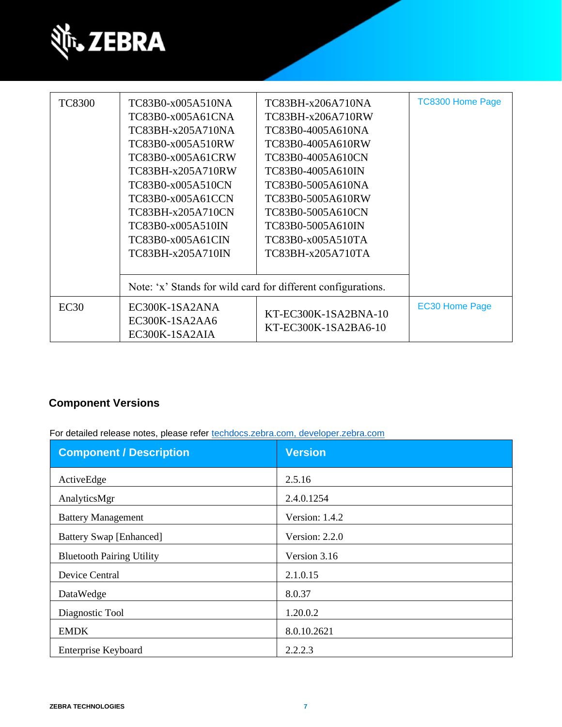| | | | |
|---|---|---|---|
| TC8300 | TC83B0-x005A510NA<br>TC83B0-x005A61CNA<br>TC83BH-x205A710NA<br>TC83B0-x005A510RW<br>TC83B0-x005A61CRW<br>TC83BH-x205A710RW<br>TC83B0-x005A510CN<br>TC83B0-x005A61CCN<br>TC83BH-x205A710CN<br>TC83B0-x005A510IN<br>TC83B0-x005A61CIN<br>TC83BH-x205A710IN | TC83BH-x206A710NA<br>TC83BH-x206A710RW<br>TC83B0-4005A610NA<br>TC83B0-4005A610RW<br>TC83B0-4005A610CN<br>TC83B0-4005A610IN<br>TC83B0-5005A610NA<br>TC83B0-5005A610RW<br>TC83B0-5005A610CN<br>TC83B0-5005A610IN<br>TC83B0-x005A510TA<br>TC83BH-x205A710TA | TC8300 Home Page |
| | Note: 'x' Stands for wild card for different configurations. | | |
| EC30 | EC300K-1SA2ANA<br>EC300K-1SA2AA6<br>EC300K-1SA2AIA | KT-EC300K-1SA2BNA-10<br>KT-EC300K-1SA2BA6-10 | EC30 Home Page |

## Component Versions

For detailed release notes, please refer techdocs.zebra.com, developer.zebra.com

| Component / Description | Version |
|---|---|
| ActiveEdge | 2.5.16 |
| AnalyticsMgr | 2.4.0.1254 |
| Battery Management | Version: 1.4.2 |
| Battery Swap [Enhanced] | Version: 2.2.0 |
| Bluetooth Pairing Utility | Version 3.16 |
| Device Central | 2.1.0.15 |
| DataWedge | 8.0.37 |
| Diagnostic Tool | 1.20.0.2 |
| EMDK | 8.0.10.2621 |
| Enterprise Keyboard | 2.2.2.3 |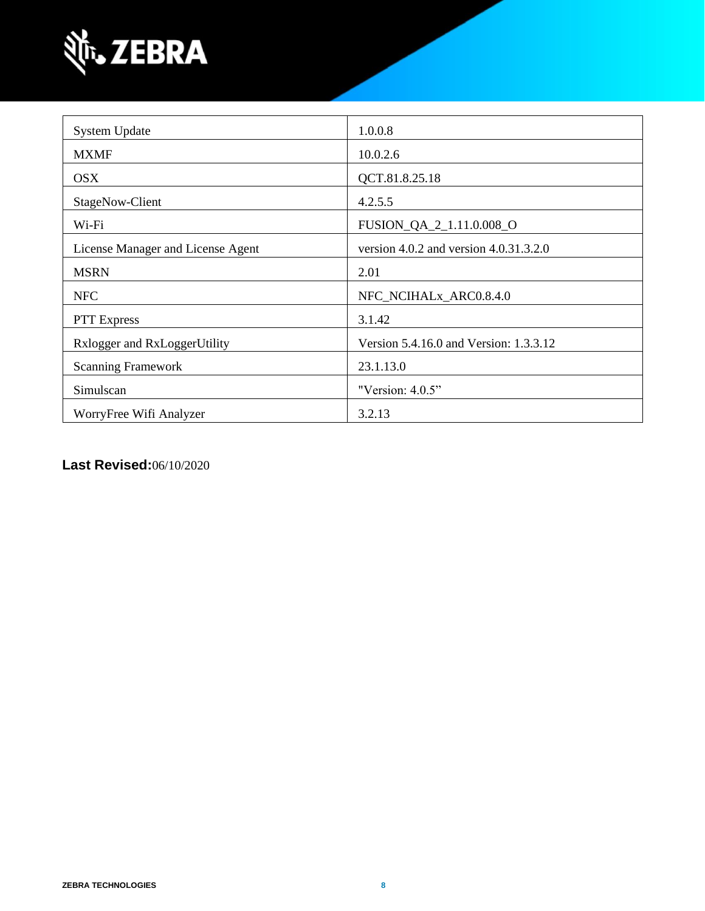| | |
|---|---|
| System Update | 1.0.0.8 |
| MXMF | 10.0.2.6 |
| OSX | QCT.81.8.25.18 |
| StageNow-Client | 4.2.5.5 |
| Wi-Fi | FUSION_QA_2_1.11.0.008_O |
| License Manager and License Agent | version 4.0.2 and version 4.0.31.3.2.0 |
| MSRN | 2.01 |
| NFC | NFC_NCIHALx_ARC0.8.4.0 |
| PTT Express | 3.1.42 |
| Rxlogger and RxLoggerUtility | Version 5.4.16.0 and Version: 1.3.3.12 |
| Scanning Framework | 23.1.13.0 |
| Simulscan | "Version: 4.0.5” |
| WorryFree Wifi Analyzer | 3.2.13 |

**Last Revised:**06/10/2020